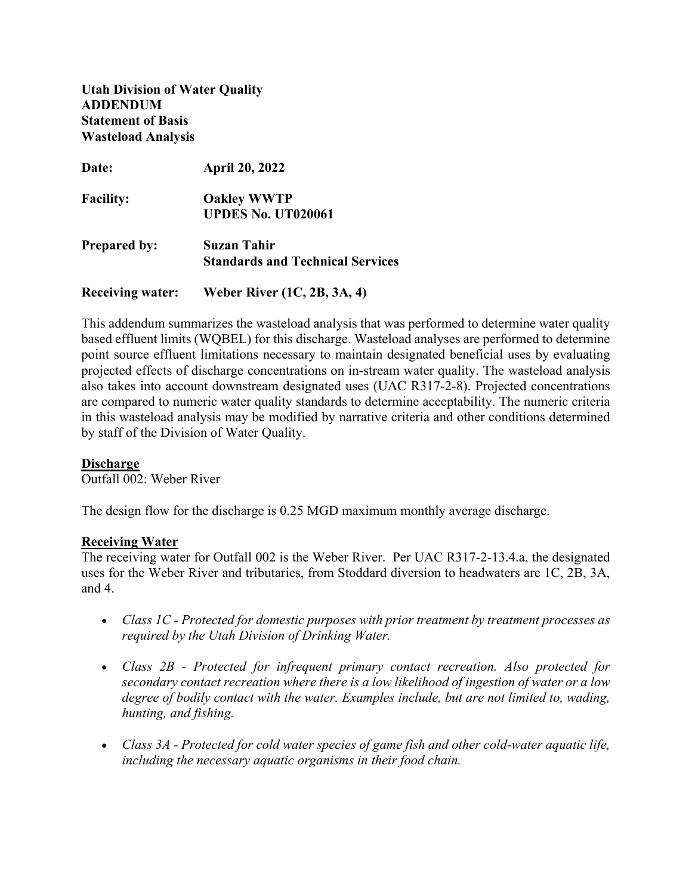**Utah Division of Water Quality**
**ADDENDUM**
**Statement of Basis**
**Wasteload Analysis**

**Date:** **April 20, 2022**

**Facility:** **Oakley WWTP**
**UPDES No. UT020061**

**Prepared by:** **Suzan Tahir**
**Standards and Technical Services**

**Receiving water:** **Weber River (1C, 2B, 3A, 4)**

This addendum summarizes the wasteload analysis that was performed to determine water quality based effluent limits (WQBEL) for this discharge. Wasteload analyses are performed to determine point source effluent limitations necessary to maintain designated beneficial uses by evaluating projected effects of discharge concentrations on in-stream water quality. The wasteload analysis also takes into account downstream designated uses (UAC R317-2-8). Projected concentrations are compared to numeric water quality standards to determine acceptability. The numeric criteria in this wasteload analysis may be modified by narrative criteria and other conditions determined by staff of the Division of Water Quality.

## Discharge

Outfall 002: Weber River

The design flow for the discharge is 0.25 MGD maximum monthly average discharge.

## Receiving Water

The receiving water for Outfall 002 is the Weber River. Per UAC R317-2-13.4.a, the designated uses for the Weber River and tributaries, from Stoddard diversion to headwaters are 1C, 2B, 3A, and 4.

- *Class 1C - Protected for domestic purposes with prior treatment by treatment processes as required by the Utah Division of Drinking Water.*
- *Class 2B - Protected for infrequent primary contact recreation. Also protected for secondary contact recreation where there is a low likelihood of ingestion of water or a low degree of bodily contact with the water. Examples include, but are not limited to, wading, hunting, and fishing.*
- *Class 3A - Protected for cold water species of game fish and other cold-water aquatic life, including the necessary aquatic organisms in their food chain.*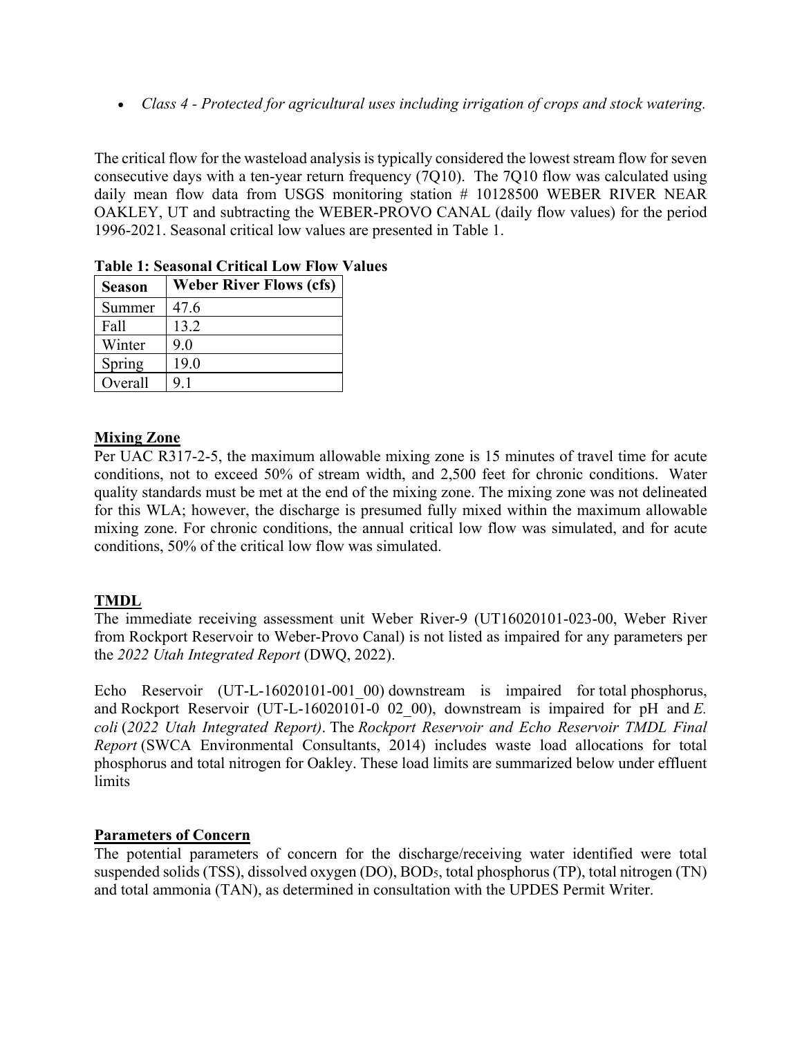- *Class 4 - Protected for agricultural uses including irrigation of crops and stock watering.*

The critical flow for the wasteload analysis is typically considered the lowest stream flow for seven consecutive days with a ten-year return frequency (7Q10). The 7Q10 flow was calculated using daily mean flow data from USGS monitoring station # 10128500 WEBER RIVER NEAR OAKLEY, UT and subtracting the WEBER-PROVO CANAL (daily flow values) for the period 1996-2021. Seasonal critical low values are presented in Table 1.

**Table 1: Seasonal Critical Low Flow Values**

| Season | Weber River Flows (cfs) |
|---|---|
| Summer | 47.6 |
| Fall | 13.2 |
| Winter | 9.0 |
| Spring | 19.0 |
| Overall | 9.1 |

## Mixing Zone

Per UAC R317-2-5, the maximum allowable mixing zone is 15 minutes of travel time for acute conditions, not to exceed 50% of stream width, and 2,500 feet for chronic conditions. Water quality standards must be met at the end of the mixing zone. The mixing zone was not delineated for this WLA; however, the discharge is presumed fully mixed within the maximum allowable mixing zone. For chronic conditions, the annual critical low flow was simulated, and for acute conditions, 50% of the critical low flow was simulated.

## TMDL

The immediate receiving assessment unit Weber River-9 (UT16020101-023-00, Weber River from Rockport Reservoir to Weber-Provo Canal) is not listed as impaired for any parameters per the *2022 Utah Integrated Report* (DWQ, 2022).

Echo Reservoir (UT-L-16020101-001_00) downstream is impaired for total phosphorus, and Rockport Reservoir (UT-L-16020101-0 02_00), downstream is impaired for pH and *E. coli* (*2022 Utah Integrated Report)*. The *Rockport Reservoir and Echo Reservoir TMDL Final Report* (SWCA Environmental Consultants, 2014) includes waste load allocations for total phosphorus and total nitrogen for Oakley. These load limits are summarized below under effluent limits

## Parameters of Concern

The potential parameters of concern for the discharge/receiving water identified were total suspended solids (TSS), dissolved oxygen (DO), $BOD_5$, total phosphorus (TP), total nitrogen (TN) and total ammonia (TAN), as determined in consultation with the UPDES Permit Writer.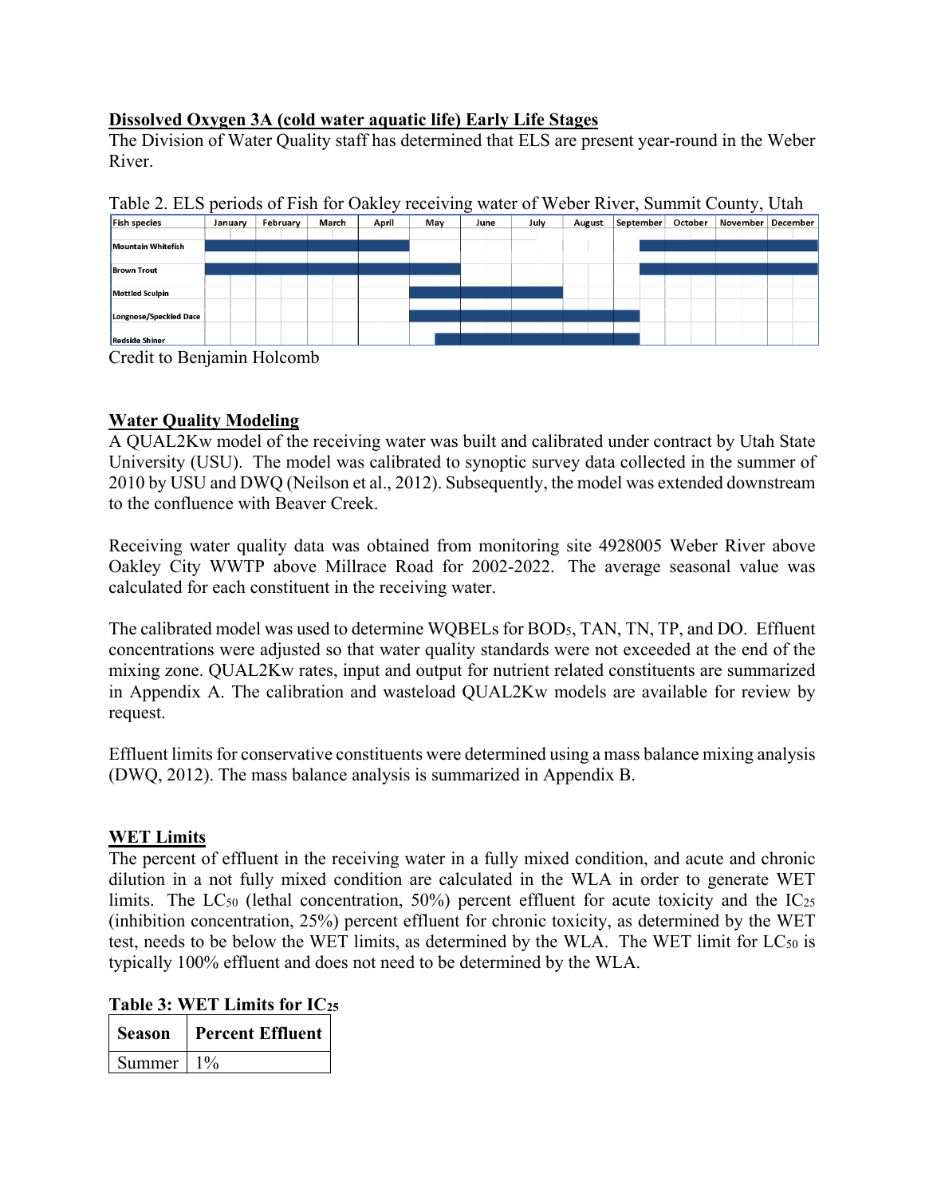## Dissolved Oxygen 3A (cold water aquatic life) Early Life Stages

The Division of Water Quality staff has determined that ELS are present year-round in the Weber River.

Table 2. ELS periods of Fish for Oakley receiving water of Weber River, Summit County, Utah

| Fish species | January | February | March | April | May | June | July | August | September | October | November | December |
|---|---|---|---|---|---|---|---|---|---|---|---|---|
| Mountain Whitefish | ■ | ■ | ■ | ■ | | | | | ■ (second half) | ■ | ■ | ■ |
| Brown Trout | ■ | ■ | ■ | ■ | ■ | | | | ■ (second half) | ■ | ■ | ■ |
| Mottled Sculpin | | | | | ■ | ■ | ■ | | | | | |
| Longnose/Speckled Dace | | | | | ■ | ■ | ■ | ■ | ■ (first half) | | | |
| Redside Shiner | | | | | ■ (second half) | ■ | ■ | ■ | ■ (first half) | | | |

Credit to Benjamin Holcomb

## Water Quality Modeling

A QUAL2Kw model of the receiving water was built and calibrated under contract by Utah State University (USU). The model was calibrated to synoptic survey data collected in the summer of 2010 by USU and DWQ (Neilson et al., 2012). Subsequently, the model was extended downstream to the confluence with Beaver Creek.

Receiving water quality data was obtained from monitoring site 4928005 Weber River above Oakley City WWTP above Millrace Road for 2002-2022. The average seasonal value was calculated for each constituent in the receiving water.

The calibrated model was used to determine WQBELs for $BOD_5$, TAN, TN, TP, and DO. Effluent concentrations were adjusted so that water quality standards were not exceeded at the end of the mixing zone. QUAL2Kw rates, input and output for nutrient related constituents are summarized in Appendix A. The calibration and wasteload QUAL2Kw models are available for review by request.

Effluent limits for conservative constituents were determined using a mass balance mixing analysis (DWQ, 2012). The mass balance analysis is summarized in Appendix B.

## WET Limits

The percent of effluent in the receiving water in a fully mixed condition, and acute and chronic dilution in a not fully mixed condition are calculated in the WLA in order to generate WET limits. The $LC_{50}$ (lethal concentration, 50%) percent effluent for acute toxicity and the $IC_{25}$ (inhibition concentration, 25%) percent effluent for chronic toxicity, as determined by the WET test, needs to be below the WET limits, as determined by the WLA. The WET limit for $LC_{50}$ is typically 100% effluent and does not need to be determined by the WLA.

**Table 3: WET Limits for $IC_{25}$**

| Season | Percent Effluent |
|---|---|
| Summer | 1% |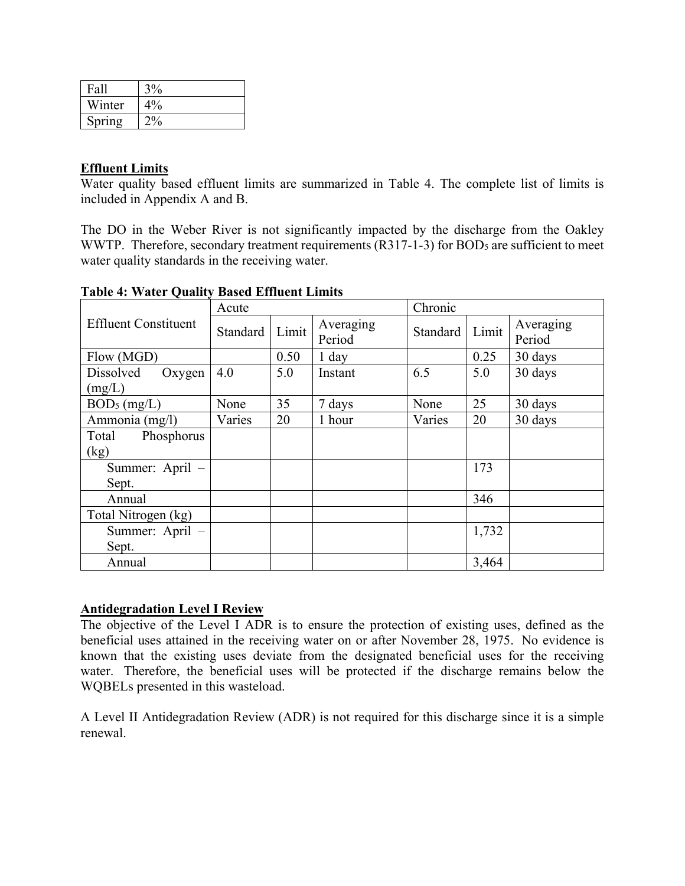| Fall | 3% |
|---|---|
| Winter | 4% |
| Spring | 2% |

**Effluent Limits**

Water quality based effluent limits are summarized in Table 4. The complete list of limits is included in Appendix A and B.

The DO in the Weber River is not significantly impacted by the discharge from the Oakley WWTP. Therefore, secondary treatment requirements (R317-1-3) for $BOD_5$ are sufficient to meet water quality standards in the receiving water.

**Table 4: Water Quality Based Effluent Limits**

| Effluent Constituent | Acute | | | Chronic | | |
|---|---|---|---|---|---|---|
| | Standard | Limit | Averaging Period | Standard | Limit | Averaging Period |
| Flow (MGD) | | 0.50 | 1 day | | 0.25 | 30 days |
| Dissolved Oxygen (mg/L) | 4.0 | 5.0 | Instant | 6.5 | 5.0 | 30 days |
| $BOD_5$ (mg/L) | None | 35 | 7 days | None | 25 | 30 days |
| Ammonia (mg/l) | Varies | 20 | 1 hour | Varies | 20 | 30 days |
| Total Phosphorus (kg) | | | | | | |
| Summer: April – Sept. | | | | | 173 | |
| Annual | | | | | 346 | |
| Total Nitrogen (kg) | | | | | | |
| Summer: April – Sept. | | | | | 1,732 | |
| Annual | | | | | 3,464 | |

**Antidegradation Level I Review**

The objective of the Level I ADR is to ensure the protection of existing uses, defined as the beneficial uses attained in the receiving water on or after November 28, 1975. No evidence is known that the existing uses deviate from the designated beneficial uses for the receiving water. Therefore, the beneficial uses will be protected if the discharge remains below the WQBELs presented in this wasteload.

A Level II Antidegradation Review (ADR) is not required for this discharge since it is a simple renewal.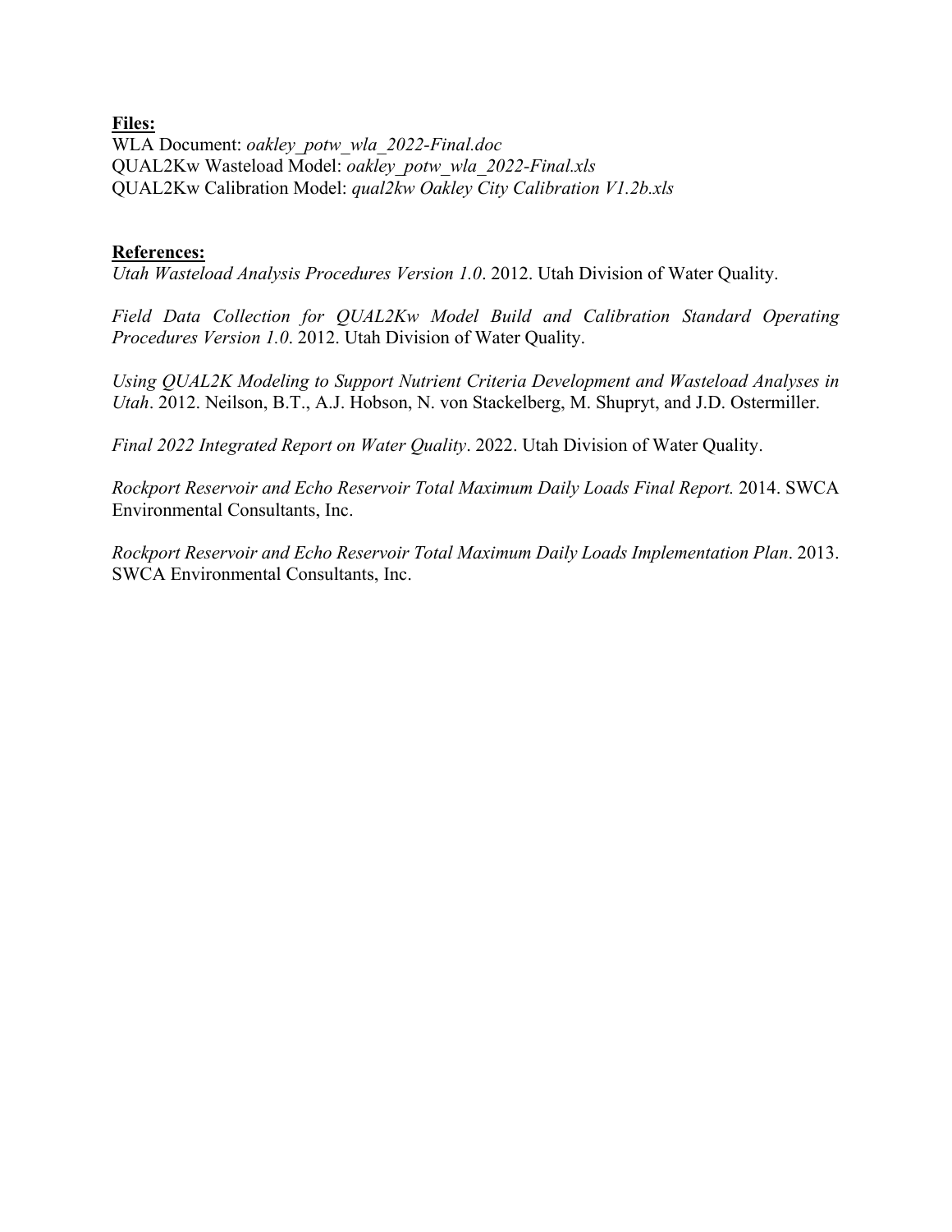**Files:**
WLA Document: *oakley_potw_wla_2022-Final.doc*
QUAL2Kw Wasteload Model: *oakley_potw_wla_2022-Final.xls*
QUAL2Kw Calibration Model: *qual2kw Oakley City Calibration V1.2b.xls*

**References:**

*Utah Wasteload Analysis Procedures Version 1.0*. 2012. Utah Division of Water Quality.

*Field Data Collection for QUAL2Kw Model Build and Calibration Standard Operating Procedures Version 1.0*. 2012. Utah Division of Water Quality.

*Using QUAL2K Modeling to Support Nutrient Criteria Development and Wasteload Analyses in Utah*. 2012. Neilson, B.T., A.J. Hobson, N. von Stackelberg, M. Shupryt, and J.D. Ostermiller.

*Final 2022 Integrated Report on Water Quality*. 2022. Utah Division of Water Quality.

*Rockport Reservoir and Echo Reservoir Total Maximum Daily Loads Final Report.* 2014. SWCA Environmental Consultants, Inc.

*Rockport Reservoir and Echo Reservoir Total Maximum Daily Loads Implementation Plan*. 2013. SWCA Environmental Consultants, Inc.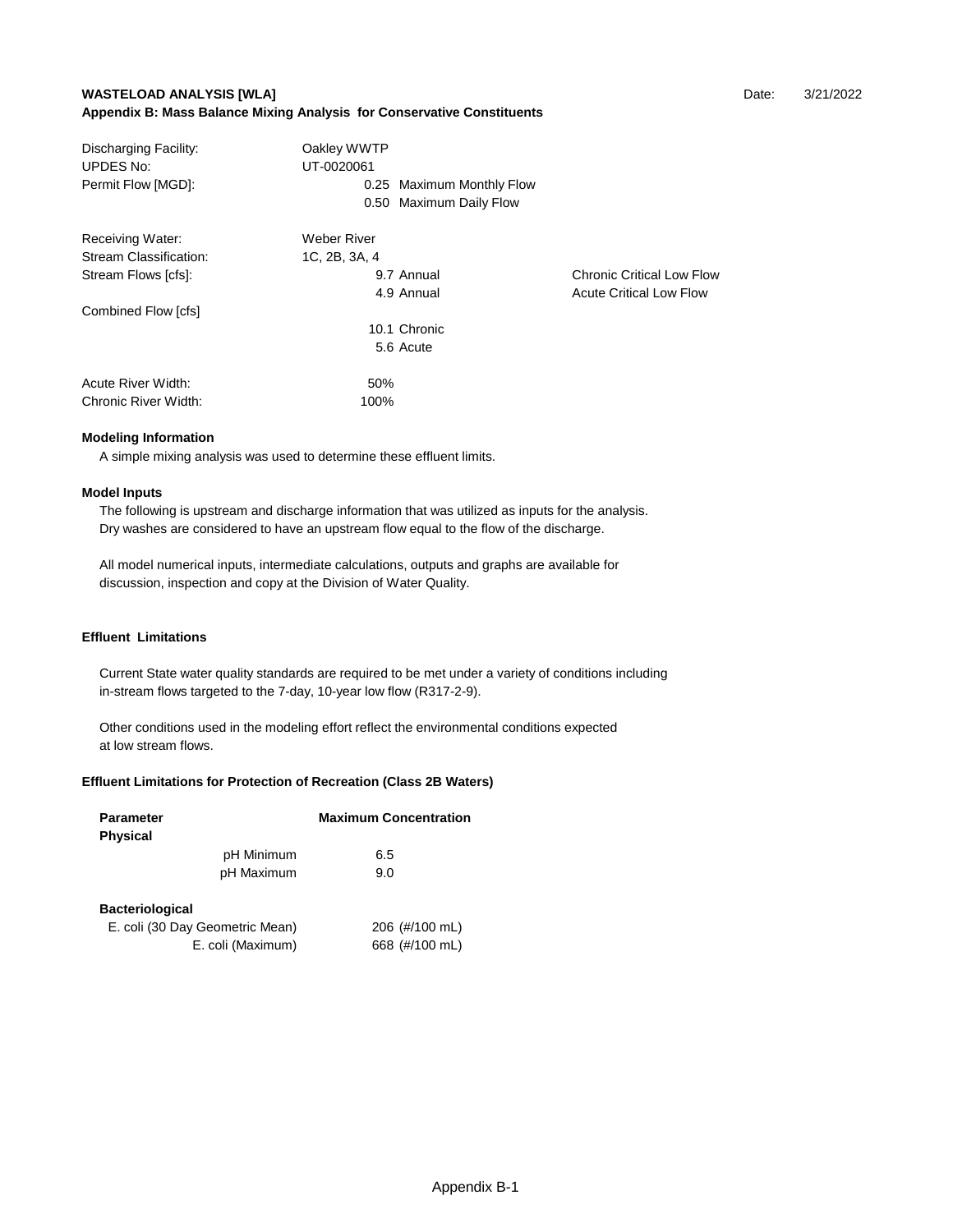**WASTELOAD ANALYSIS [WLA]** Date: 3/21/2022

**Appendix B: Mass Balance Mixing Analysis for Conservative Constituents**

| | | |
|---|---|---|
| Discharging Facility: | Oakley WWTP | |
| UPDES No: | UT-0020061 | |
| Permit Flow [MGD]: | 0.25 Maximum Monthly Flow | |
| | 0.50 Maximum Daily Flow | |
| Receiving Water: | Weber River | |
| Stream Classification: | 1C, 2B, 3A, 4 | |
| Stream Flows [cfs]: | 9.7 Annual | Chronic Critical Low Flow |
| | 4.9 Annual | Acute Critical Low Flow |
| Combined Flow [cfs] | | |
| | 10.1 Chronic | |
| | 5.6 Acute | |
| Acute River Width: | 50% | |
| Chronic River Width: | 100% | |

**Modeling Information**

A simple mixing analysis was used to determine these effluent limits.

**Model Inputs**

The following is upstream and discharge information that was utilized as inputs for the analysis. Dry washes are considered to have an upstream flow equal to the flow of the discharge.

All model numerical inputs, intermediate calculations, outputs and graphs are available for discussion, inspection and copy at the Division of Water Quality.

**Effluent Limitations**

Current State water quality standards are required to be met under a variety of conditions including in-stream flows targeted to the 7-day, 10-year low flow (R317-2-9).

Other conditions used in the modeling effort reflect the environmental conditions expected at low stream flows.

**Effluent Limitations for Protection of Recreation (Class 2B Waters)**

| Parameter | Maximum Concentration |
|---|---|
| **Physical** | |
| pH Minimum | 6.5 |
| pH Maximum | 9.0 |
| **Bacteriological** | |
| E. coli (30 Day Geometric Mean) | 206 (#/100 mL) |
| E. coli (Maximum) | 668 (#/100 mL) |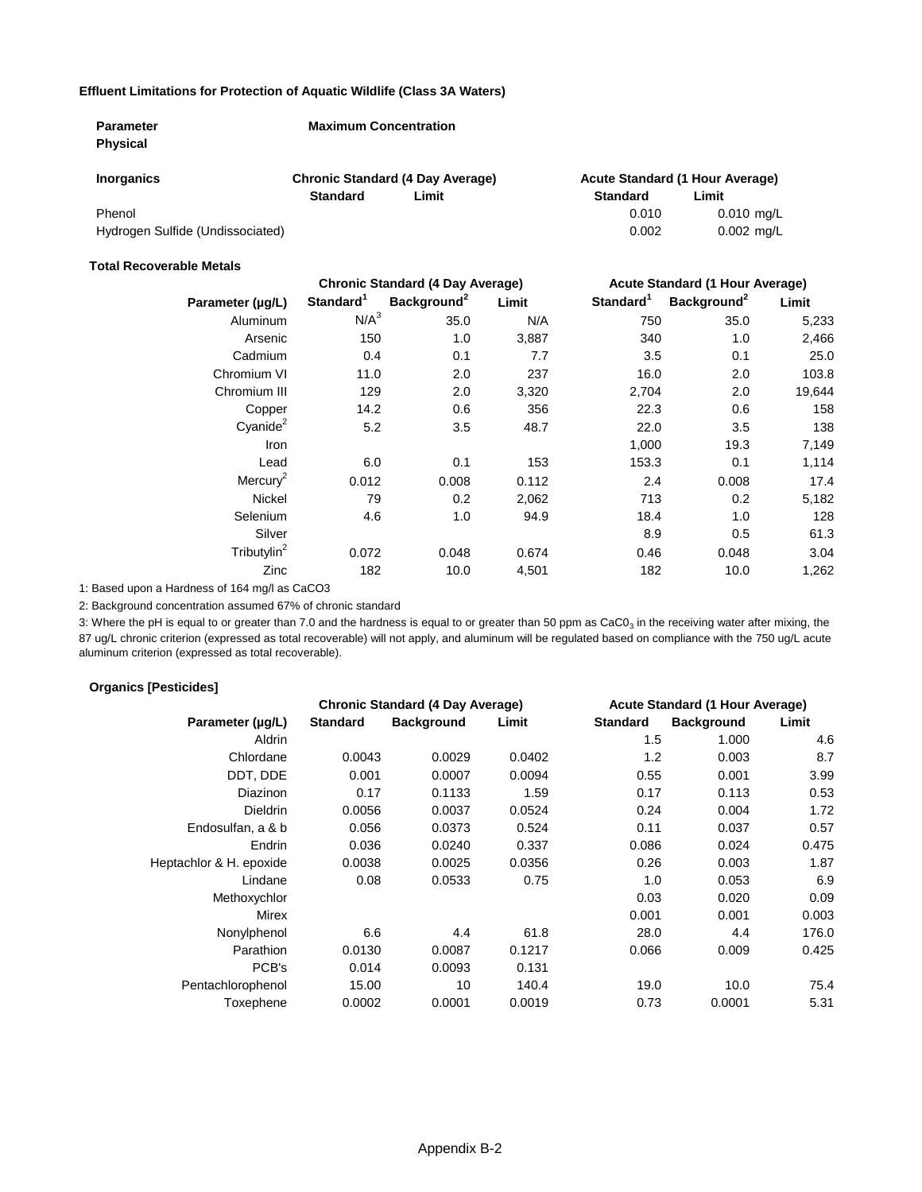**Effluent Limitations for Protection of Aquatic Wildlife (Class 3A Waters)**

**Parameter** **Maximum Concentration**

**Physical**

| **Inorganics** | **Chronic Standard (4 Day Average)** | | **Acute Standard (1 Hour Average)** | |
|---|---|---|---|---|
| | **Standard** | **Limit** | **Standard** | **Limit** |
| Phenol | | | 0.010 | 0.010 mg/L |
| Hydrogen Sulfide (Undissociated) | | | 0.002 | 0.002 mg/L |

**Total Recoverable Metals**

| | **Chronic Standard (4 Day Average)** | | | **Acute Standard (1 Hour Average)** | | |
|---|---|---|---|---|---|---|
| **Parameter (µg/L)** | **Standard[1]** | **Background[2]** | **Limit** | **Standard[1]** | **Background[2]** | **Limit** |
| Aluminum | N/A[3] | 35.0 | N/A | 750 | 35.0 | 5,233 |
| Arsenic | 150 | 1.0 | 3,887 | 340 | 1.0 | 2,466 |
| Cadmium | 0.4 | 0.1 | 7.7 | 3.5 | 0.1 | 25.0 |
| Chromium VI | 11.0 | 2.0 | 237 | 16.0 | 2.0 | 103.8 |
| Chromium III | 129 | 2.0 | 3,320 | 2,704 | 2.0 | 19,644 |
| Copper | 14.2 | 0.6 | 356 | 22.3 | 0.6 | 158 |
| Cyanide[2] | 5.2 | 3.5 | 48.7 | 22.0 | 3.5 | 138 |
| Iron | | | | 1,000 | 19.3 | 7,149 |
| Lead | 6.0 | 0.1 | 153 | 153.3 | 0.1 | 1,114 |
| Mercury[2] | 0.012 | 0.008 | 0.112 | 2.4 | 0.008 | 17.4 |
| Nickel | 79 | 0.2 | 2,062 | 713 | 0.2 | 5,182 |
| Selenium | 4.6 | 1.0 | 94.9 | 18.4 | 1.0 | 128 |
| Silver | | | | 8.9 | 0.5 | 61.3 |
| Tributylin[2] | 0.072 | 0.048 | 0.674 | 0.46 | 0.048 | 3.04 |
| Zinc | 182 | 10.0 | 4,501 | 182 | 10.0 | 1,262 |

1: Based upon a Hardness of 164 mg/l as CaCO3

2: Background concentration assumed 67% of chronic standard

3: Where the pH is equal to or greater than 7.0 and the hardness is equal to or greater than 50 ppm as $CaCO_3$ in the receiving water after mixing, the 87 ug/L chronic criterion (expressed as total recoverable) will not apply, and aluminum will be regulated based on compliance with the 750 ug/L acute aluminum criterion (expressed as total recoverable).

**Organics [Pesticides]**

| | **Chronic Standard (4 Day Average)** | | | **Acute Standard (1 Hour Average)** | | |
|---|---|---|---|---|---|---|
| **Parameter (µg/L)** | **Standard** | **Background** | **Limit** | **Standard** | **Background** | **Limit** |
| Aldrin | | | | 1.5 | 1.000 | 4.6 |
| Chlordane | 0.0043 | 0.0029 | 0.0402 | 1.2 | 0.003 | 8.7 |
| DDT, DDE | 0.001 | 0.0007 | 0.0094 | 0.55 | 0.001 | 3.99 |
| Diazinon | 0.17 | 0.1133 | 1.59 | 0.17 | 0.113 | 0.53 |
| Dieldrin | 0.0056 | 0.0037 | 0.0524 | 0.24 | 0.004 | 1.72 |
| Endosulfan, a & b | 0.056 | 0.0373 | 0.524 | 0.11 | 0.037 | 0.57 |
| Endrin | 0.036 | 0.0240 | 0.337 | 0.086 | 0.024 | 0.475 |
| Heptachlor & H. epoxide | 0.0038 | 0.0025 | 0.0356 | 0.26 | 0.003 | 1.87 |
| Lindane | 0.08 | 0.0533 | 0.75 | 1.0 | 0.053 | 6.9 |
| Methoxychlor | | | | 0.03 | 0.020 | 0.09 |
| Mirex | | | | 0.001 | 0.001 | 0.003 |
| Nonylphenol | 6.6 | 4.4 | 61.8 | 28.0 | 4.4 | 176.0 |
| Parathion | 0.0130 | 0.0087 | 0.1217 | 0.066 | 0.009 | 0.425 |
| PCB's | 0.014 | 0.0093 | 0.131 | | | |
| Pentachlorophenol | 15.00 | 10 | 140.4 | 19.0 | 10.0 | 75.4 |
| Toxephene | 0.0002 | 0.0001 | 0.0019 | 0.73 | 0.0001 | 5.31 |

Appendix B-2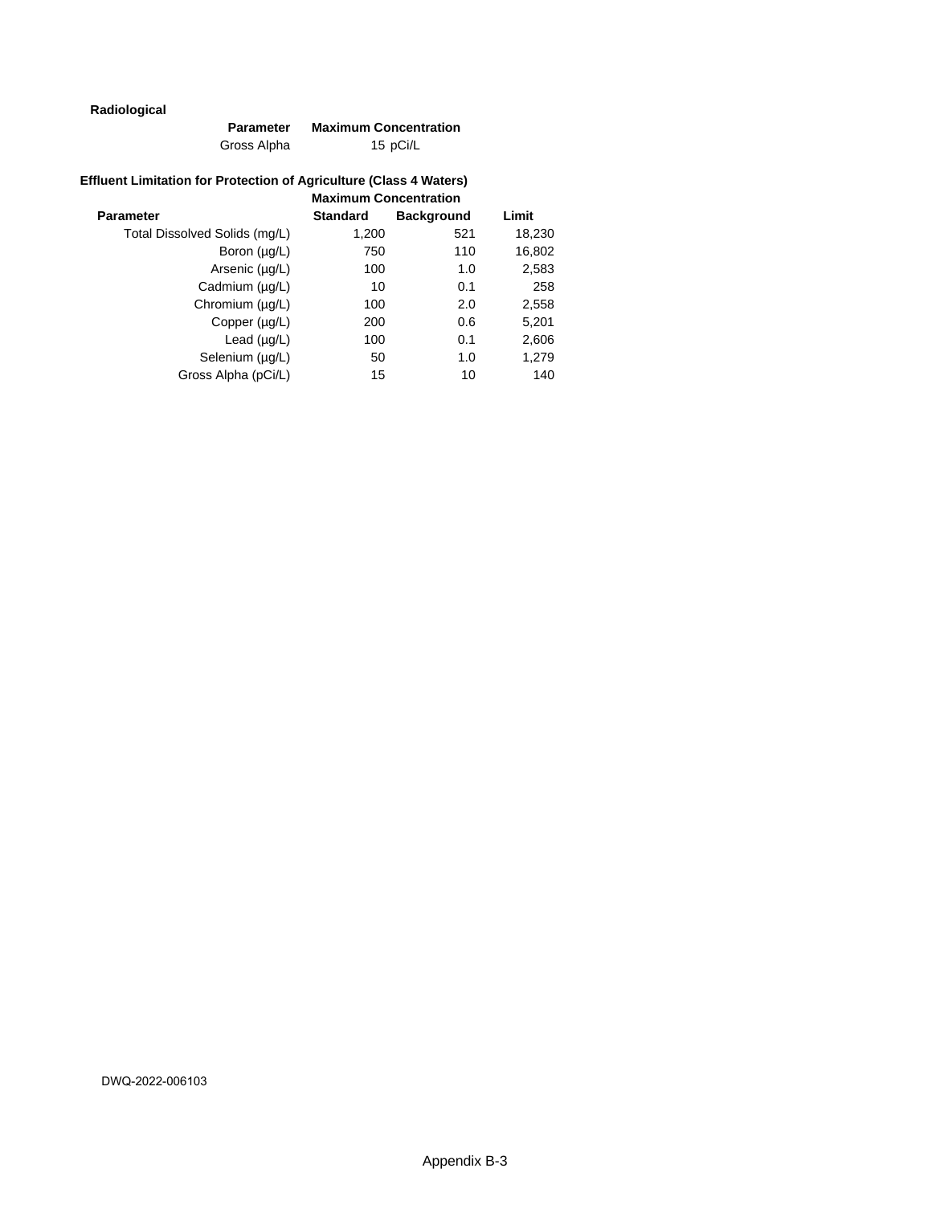**Radiological**

| Parameter | Maximum Concentration |
| --- | --- |
| Gross Alpha | 15 pCi/L |

**Effluent Limitation for Protection of Agriculture (Class 4 Waters)**

| | Maximum Concentration | | |
| --- | --- | --- | --- |
| **Parameter** | **Standard** | **Background** | **Limit** |
| Total Dissolved Solids (mg/L) | 1,200 | 521 | 18,230 |
| Boron (µg/L) | 750 | 110 | 16,802 |
| Arsenic (µg/L) | 100 | 1.0 | 2,583 |
| Cadmium (µg/L) | 10 | 0.1 | 258 |
| Chromium (µg/L) | 100 | 2.0 | 2,558 |
| Copper (µg/L) | 200 | 0.6 | 5,201 |
| Lead (µg/L) | 100 | 0.1 | 2,606 |
| Selenium (µg/L) | 50 | 1.0 | 1,279 |
| Gross Alpha (pCi/L) | 15 | 10 | 140 |

DWQ-2022-006103

Appendix B-3